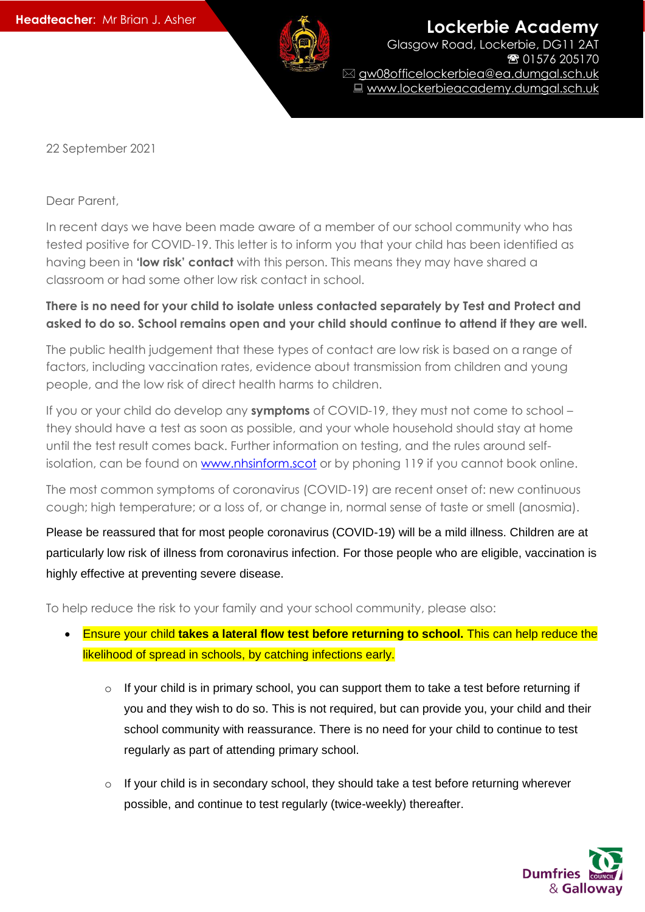**Headteacher**: Mr Brian J. Asher

# Lockerbie Academy

Glasgow Road, Lockerbie, DG11 2AT
☎ 01576 205170
✉ gw08officelockerbiea@ea.dumgal.sch.uk
💻 www.lockerbieacademy.dumgal.sch.uk

22 September 2021

Dear Parent,

In recent days we have been made aware of a member of our school community who has tested positive for COVID-19. This letter is to inform you that your child has been identified as having been in **'low risk' contact** with this person. This means they may have shared a classroom or had some other low risk contact in school.

**There is no need for your child to isolate unless contacted separately by Test and Protect and asked to do so. School remains open and your child should continue to attend if they are well.**

The public health judgement that these types of contact are low risk is based on a range of factors, including vaccination rates, evidence about transmission from children and young people, and the low risk of direct health harms to children.

If you or your child do develop any **symptoms** of COVID-19, they must not come to school – they should have a test as soon as possible, and your whole household should stay at home until the test result comes back. Further information on testing, and the rules around self-isolation, can be found on www.nhsinform.scot or by phoning 119 if you cannot book online.

The most common symptoms of coronavirus (COVID-19) are recent onset of: new continuous cough; high temperature; or a loss of, or change in, normal sense of taste or smell (anosmia).

Please be reassured that for most people coronavirus (COVID-19) will be a mild illness. Children are at particularly low risk of illness from coronavirus infection. For those people who are eligible, vaccination is highly effective at preventing severe disease.

To help reduce the risk to your family and your school community, please also:

- Ensure your child **takes a lateral flow test before returning to school.** This can help reduce the likelihood of spread in schools, by catching infections early.
  - If your child is in primary school, you can support them to take a test before returning if you and they wish to do so. This is not required, but can provide you, your child and their school community with reassurance. There is no need for your child to continue to test regularly as part of attending primary school.
  - If your child is in secondary school, they should take a test before returning wherever possible, and continue to test regularly (twice-weekly) thereafter.

Dumfries & Galloway Council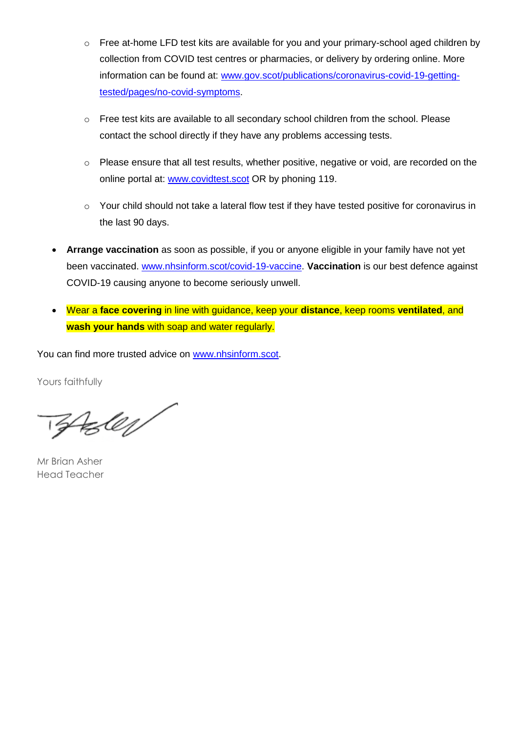- Free at-home LFD test kits are available for you and your primary-school aged children by collection from COVID test centres or pharmacies, or delivery by ordering online. More information can be found at: [www.gov.scot/publications/coronavirus-covid-19-getting-tested/pages/no-covid-symptoms](https://www.gov.scot/publications/coronavirus-covid-19-getting-tested/pages/no-covid-symptoms).

  - Free test kits are available to all secondary school children from the school. Please contact the school directly if they have any problems accessing tests.

  - Please ensure that all test results, whether positive, negative or void, are recorded on the online portal at: [www.covidtest.scot](https://www.covidtest.scot) OR by phoning 119.

  - Your child should not take a lateral flow test if they have tested positive for coronavirus in the last 90 days.

- **Arrange vaccination** as soon as possible, if you or anyone eligible in your family have not yet been vaccinated. [www.nhsinform.scot/covid-19-vaccine](https://www.nhsinform.scot/covid-19-vaccine). **Vaccination** is our best defence against COVID-19 causing anyone to become seriously unwell.

- Wear a **face covering** in line with guidance, keep your **distance**, keep rooms **ventilated**, and **wash your hands** with soap and water regularly.

You can find more trusted advice on [www.nhsinform.scot](https://www.nhsinform.scot).

Yours faithfully

Mr Brian Asher
Head Teacher